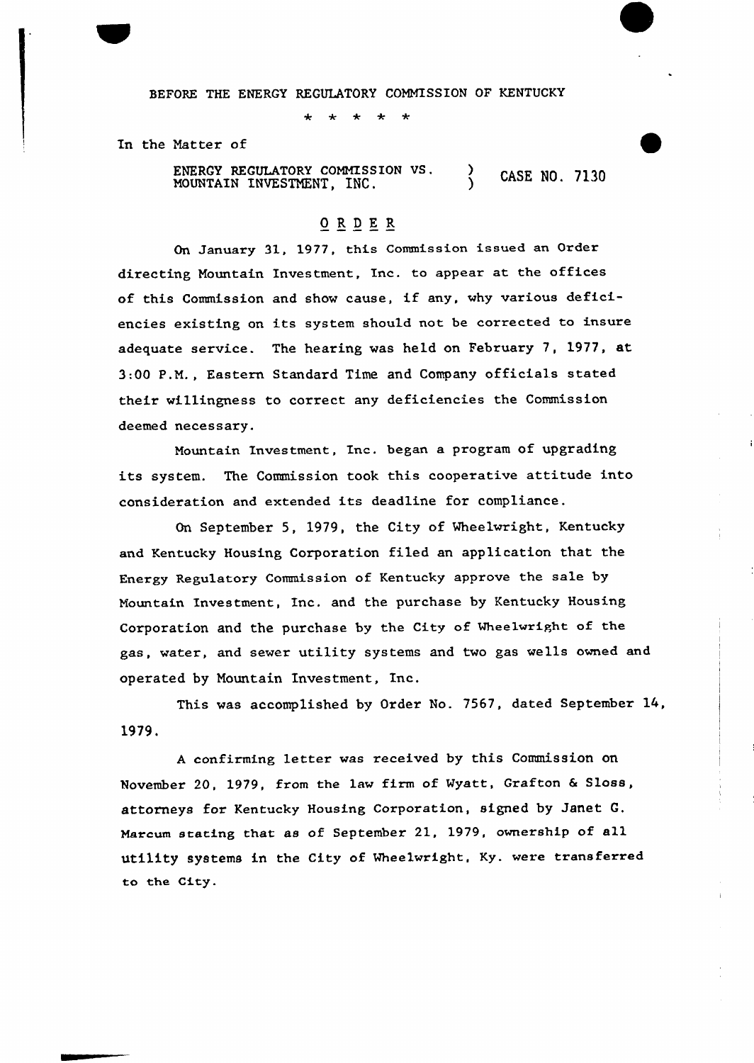BEFORE THE ENERGY REGULATORY COMMISSION OF KENTUCKY

\* \* \* \* \*

In the Matter of

ENERGY REGULATORY COMMISSION VS. MOUNTAIN INVESTMENT, INC. ) CASE NO. 7130

# ORDER

On January 31, 1977, this Commission issued an Order directing Mountain Investment, Inc. to appear at the offices of this Commission and show cause, if any, why various deficiencies existing on its system should not be corrected to insure adequate service. The hearing was held on February 7, 1977, at 3:00 P.M., Eastern Standard Time and Company officials stated their willingness to correct any deficiencies the Commission deemed necessary.

Mountain Investment, Inc. began a program of upgrading its system. The Commission took this cooperative attitude into consideration and extended its deadline for compliance.

On September 5, 1979, the City of Wheelwright, Kentucky and Kentucky Housing Corporation filed an application that the Energy Regulatory Commission of Kentucky approve the sale by Mountain Investment, Inc. and the purchase by Kentucky Housing Corporation and the purchase by the City of Wheelwright of the gas, water, and sewer utility systems and two gas wells owned and operated by Mountain Investment, Inc.

This was accomplished by Order No. 7567, dated September 14, 1979.

A confirming letter was received by this Commission on November 20, 1979, from the law firm of Wyatt, Grafton & Sloss, attorneys for Kentucky Housing Corporation, signed by Janet G. Marcum stating that as of September 21, 1979, ownership of all utility systems in the City of Wheelwright, Ky. were transferred to the City.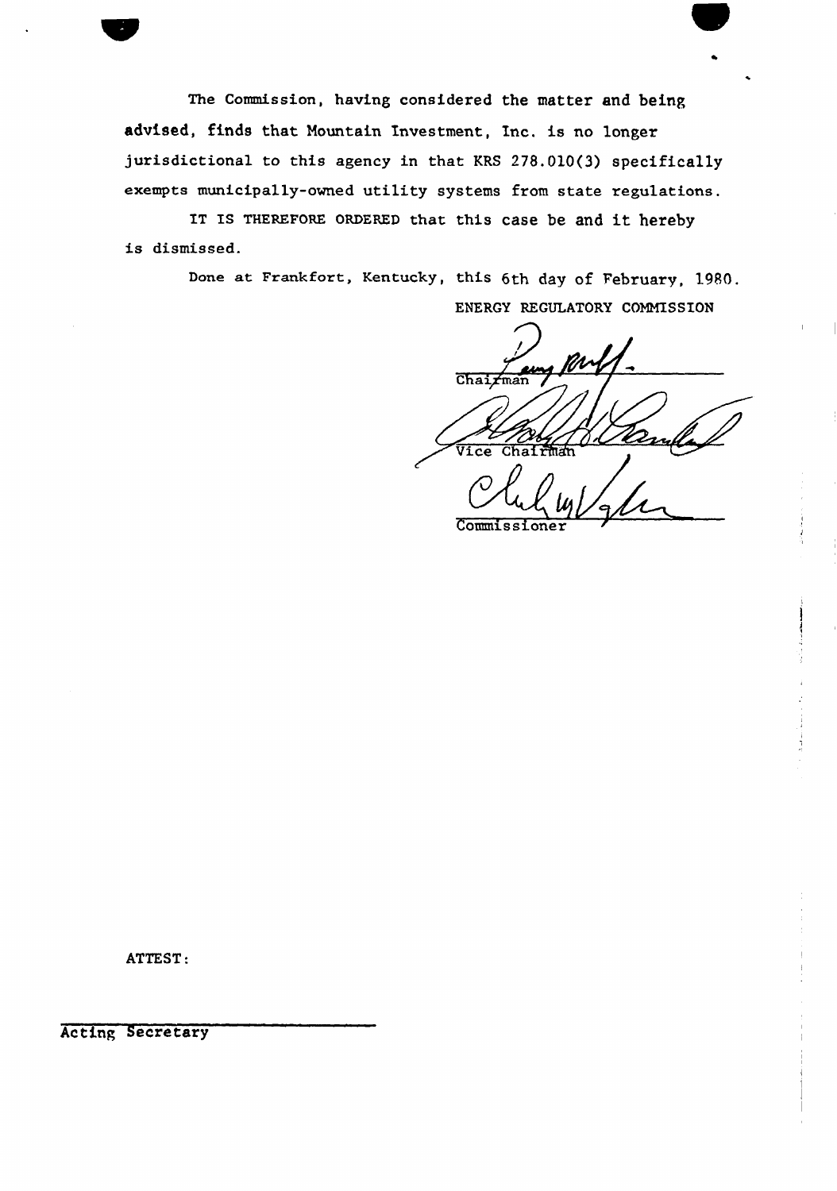The Commission, having considered the matter and being advised, finds that Mountain Investment, Inc. is no longer jurisdictional to this agency in that KRS 278.010(3) specifically exempts municipally-owned utility systems from state regulations.

IT IS THEREFORE ORDERED that this case be and it hereby is dismissed.

Done at Frankfort, Kentucky, this 6th day of February, 1980.

ENERGY REGULATORY COMMISSION

Chairman

Vice Chairman

Commissioner

ATTEST:

Acting Secretary